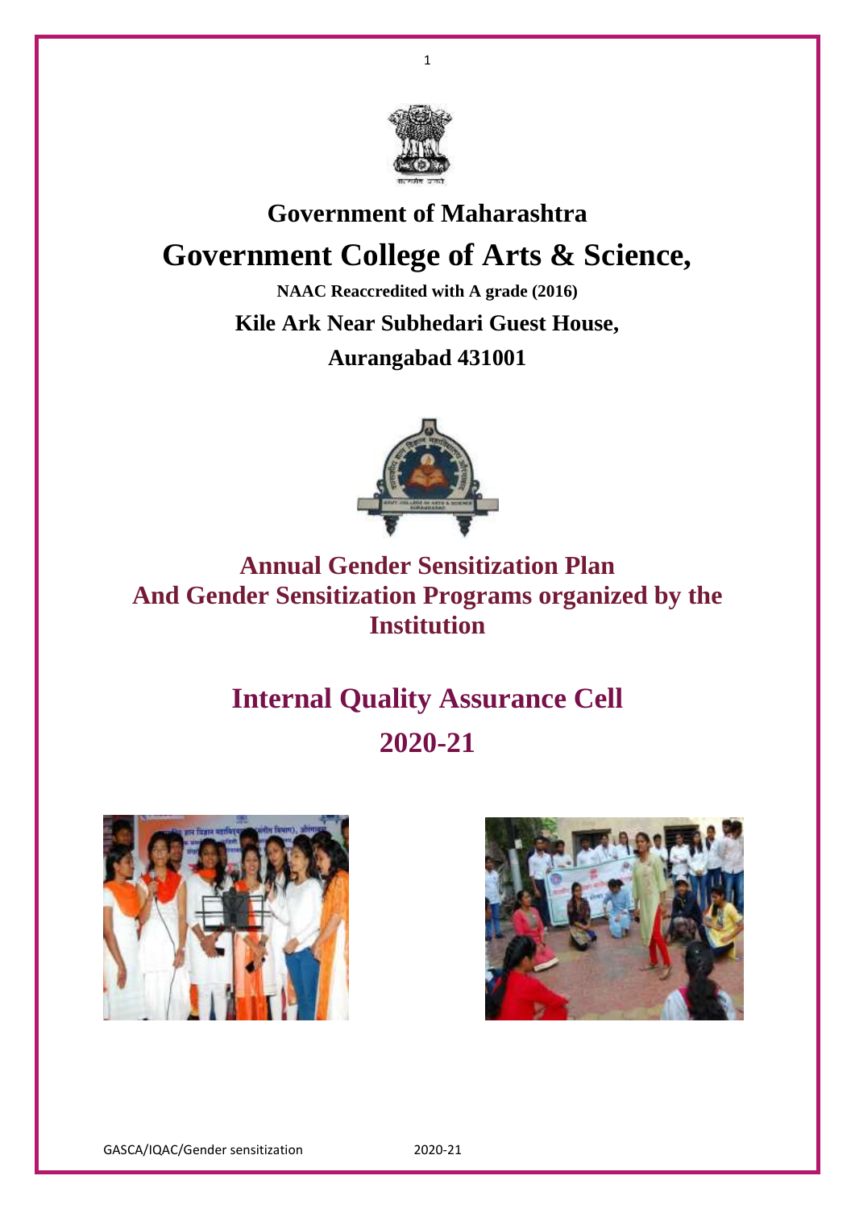# Government of Maharashtra

# Government College of Arts & Science,

**NAAC Reaccredited with A grade (2016)**

**Kile Ark Near Subhedari Guest House,**

**Aurangabad 431001**

## Annual Gender Sensitization Plan And Gender Sensitization Programs organized by the Institution

## Internal Quality Assurance Cell

## 2020-21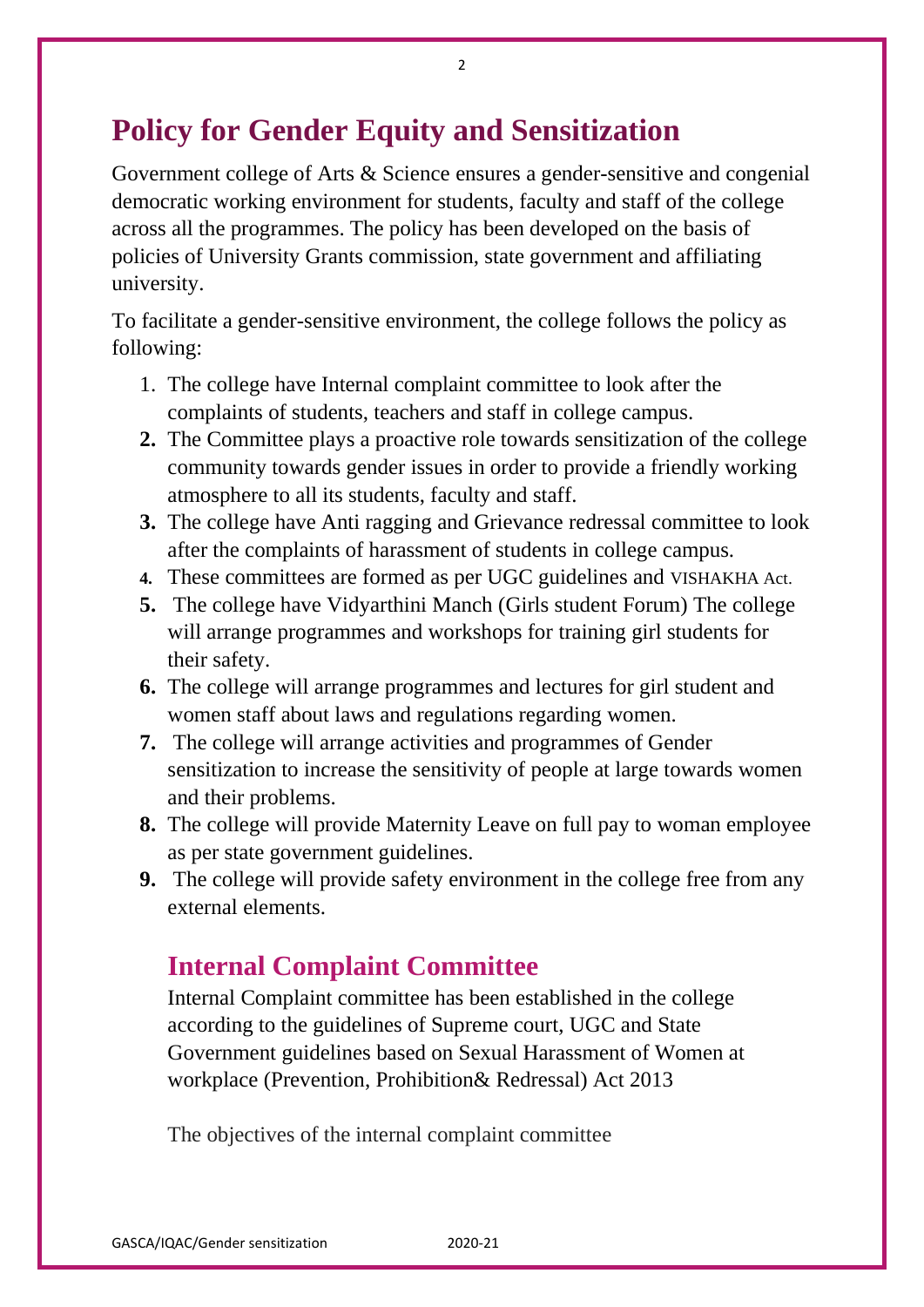# Policy for Gender Equity and Sensitization

Government college of Arts & Science ensures a gender-sensitive and congenial democratic working environment for students, faculty and staff of the college across all the programmes. The policy has been developed on the basis of policies of University Grants commission, state government and affiliating university.

To facilitate a gender-sensitive environment, the college follows the policy as following:

1. The college have Internal complaint committee to look after the complaints of students, teachers and staff in college campus.
2. The Committee plays a proactive role towards sensitization of the college community towards gender issues in order to provide a friendly working atmosphere to all its students, faculty and staff.
3. The college have Anti ragging and Grievance redressal committee to look after the complaints of harassment of students in college campus.
4. These committees are formed as per UGC guidelines and VISHAKHA Act.
5. The college have Vidyarthini Manch (Girls student Forum) The college will arrange programmes and workshops for training girl students for their safety.
6. The college will arrange programmes and lectures for girl student and women staff about laws and regulations regarding women.
7. The college will arrange activities and programmes of Gender sensitization to increase the sensitivity of people at large towards women and their problems.
8. The college will provide Maternity Leave on full pay to woman employee as per state government guidelines.
9. The college will provide safety environment in the college free from any external elements.

## Internal Complaint Committee

Internal Complaint committee has been established in the college according to the guidelines of Supreme court, UGC and State Government guidelines based on Sexual Harassment of Women at workplace (Prevention, Prohibition& Redressal) Act 2013

The objectives of the internal complaint committee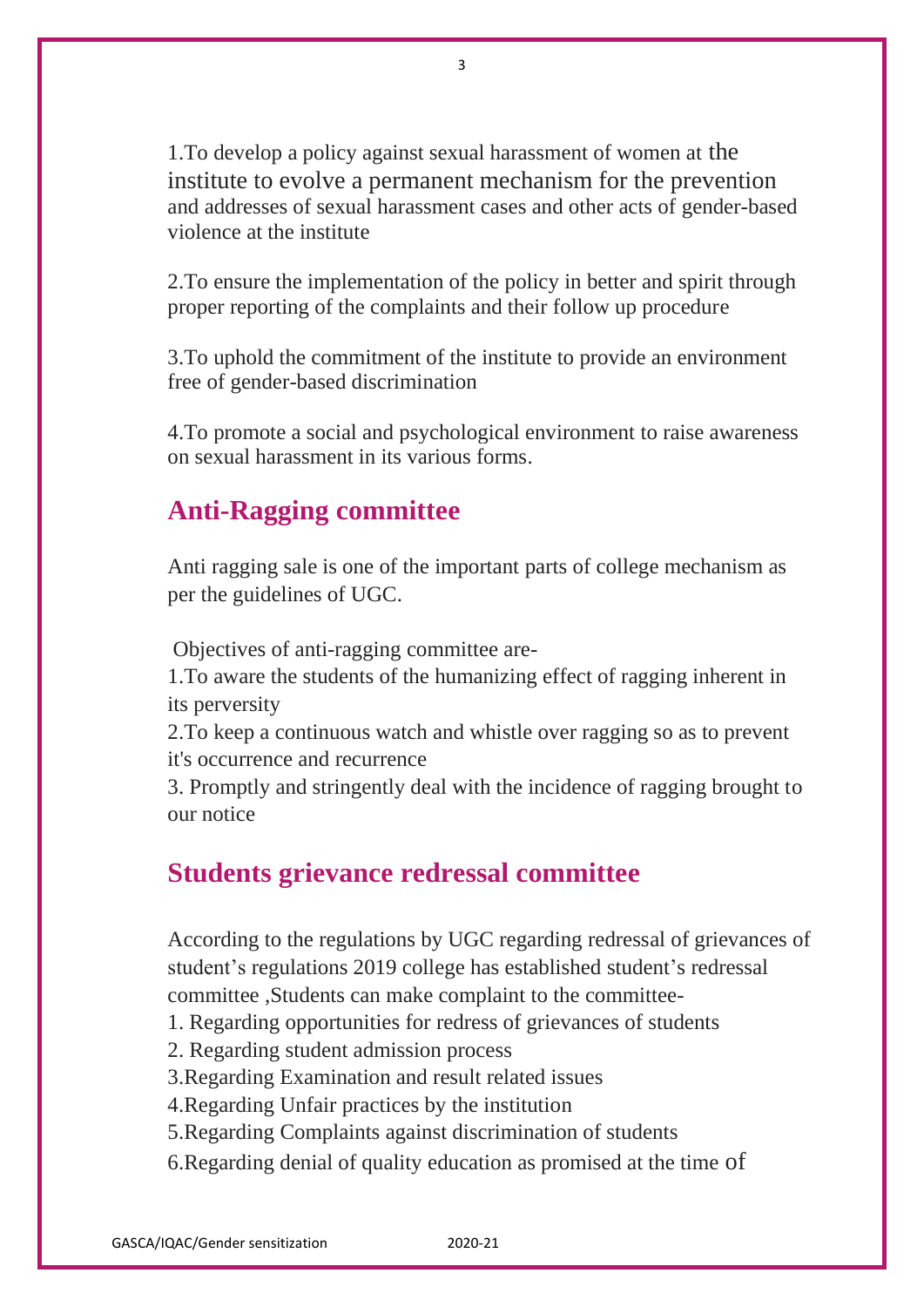1.To develop a policy against sexual harassment of women at the institute to evolve a permanent mechanism for the prevention and addresses of sexual harassment cases and other acts of gender-based violence at the institute

2.To ensure the implementation of the policy in better and spirit through proper reporting of the complaints and their follow up procedure

3.To uphold the commitment of the institute to provide an environment free of gender-based discrimination

4.To promote a social and psychological environment to raise awareness on sexual harassment in its various forms.

## Anti-Ragging committee

Anti ragging sale is one of the important parts of college mechanism as per the guidelines of UGC.

Objectives of anti-ragging committee are-

1.To aware the students of the humanizing effect of ragging inherent in its perversity

2.To keep a continuous watch and whistle over ragging so as to prevent it's occurrence and recurrence

3. Promptly and stringently deal with the incidence of ragging brought to our notice

## Students grievance redressal committee

According to the regulations by UGC regarding redressal of grievances of student's regulations 2019 college has established student's redressal committee ,Students can make complaint to the committee-

1. Regarding opportunities for redress of grievances of students
2. Regarding student admission process
3. Regarding Examination and result related issues
4. Regarding Unfair practices by the institution
5. Regarding Complaints against discrimination of students
6. Regarding denial of quality education as promised at the time of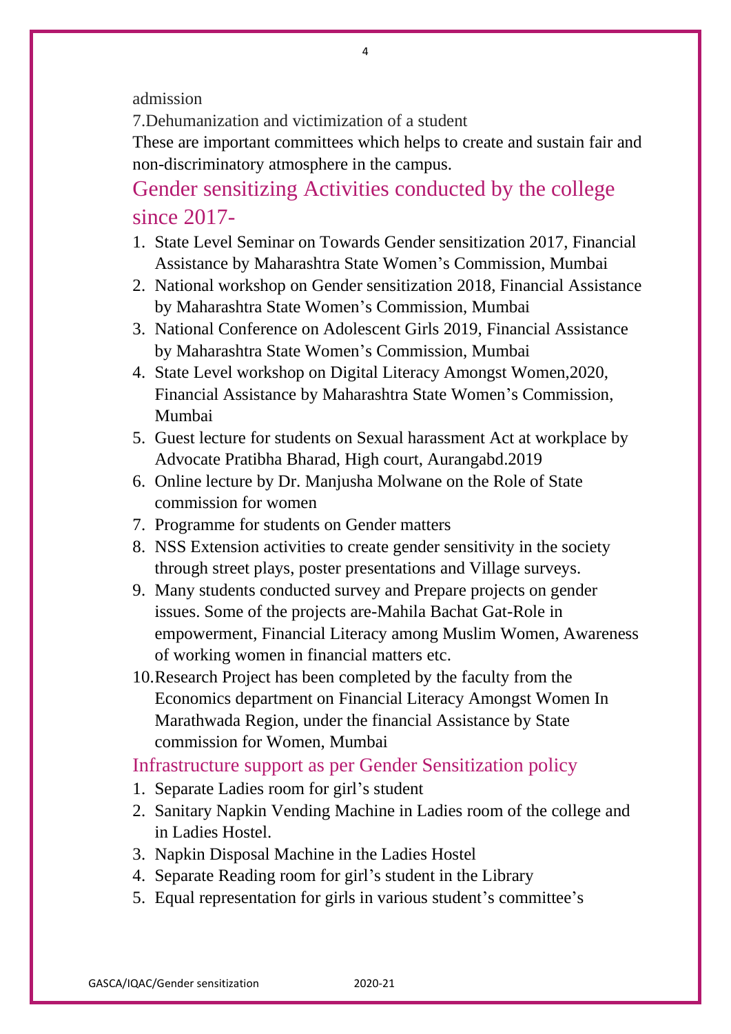admission

7.Dehumanization and victimization of a student

These are important committees which helps to create and sustain fair and non-discriminatory atmosphere in the campus.

## Gender sensitizing Activities conducted by the college since 2017-

1. State Level Seminar on Towards Gender sensitization 2017, Financial Assistance by Maharashtra State Women's Commission, Mumbai
2. National workshop on Gender sensitization 2018, Financial Assistance by Maharashtra State Women's Commission, Mumbai
3. National Conference on Adolescent Girls 2019, Financial Assistance by Maharashtra State Women's Commission, Mumbai
4. State Level workshop on Digital Literacy Amongst Women,2020, Financial Assistance by Maharashtra State Women's Commission, Mumbai
5. Guest lecture for students on Sexual harassment Act at workplace by Advocate Pratibha Bharad, High court, Aurangabd.2019
6. Online lecture by Dr. Manjusha Molwane on the Role of State commission for women
7. Programme for students on Gender matters
8. NSS Extension activities to create gender sensitivity in the society through street plays, poster presentations and Village surveys.
9. Many students conducted survey and Prepare projects on gender issues. Some of the projects are-Mahila Bachat Gat-Role in empowerment, Financial Literacy among Muslim Women, Awareness of working women in financial matters etc.
10. Research Project has been completed by the faculty from the Economics department on Financial Literacy Amongst Women In Marathwada Region, under the financial Assistance by State commission for Women, Mumbai

## Infrastructure support as per Gender Sensitization policy

1. Separate Ladies room for girl's student
2. Sanitary Napkin Vending Machine in Ladies room of the college and in Ladies Hostel.
3. Napkin Disposal Machine in the Ladies Hostel
4. Separate Reading room for girl's student in the Library
5. Equal representation for girls in various student's committee's